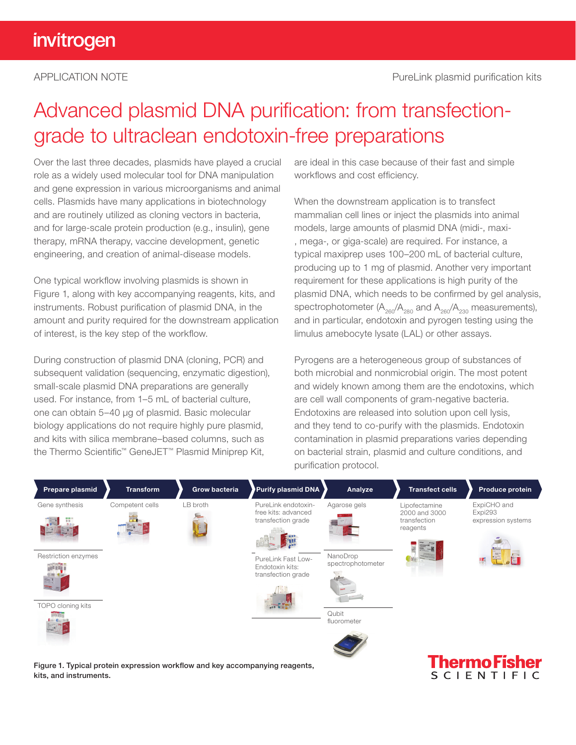APPLICATION NOTE

PureLink plasmid purification kits

# Advanced plasmid DNA purification: from transfection-grade to ultraclean endotoxin-free preparations

Over the last three decades, plasmids have played a crucial role as a widely used molecular tool for DNA manipulation and gene expression in various microorganisms and animal cells. Plasmids have many applications in biotechnology and are routinely utilized as cloning vectors in bacteria, and for large-scale protein production (e.g., insulin), gene therapy, mRNA therapy, vaccine development, genetic engineering, and creation of animal-disease models.

One typical workflow involving plasmids is shown in Figure 1, along with key accompanying reagents, kits, and instruments. Robust purification of plasmid DNA, in the amount and purity required for the downstream application of interest, is the key step of the workflow.

During construction of plasmid DNA (cloning, PCR) and subsequent validation (sequencing, enzymatic digestion), small-scale plasmid DNA preparations are generally used. For instance, from 1–5 mL of bacterial culture, one can obtain 5–40 µg of plasmid. Basic molecular biology applications do not require highly pure plasmid, and kits with silica membrane–based columns, such as the Thermo Scientific™ GeneJET™ Plasmid Miniprep Kit, are ideal in this case because of their fast and simple workflows and cost efficiency.

When the downstream application is to transfect mammalian cell lines or inject the plasmids into animal models, large amounts of plasmid DNA (midi-, maxi-, mega-, or giga-scale) are required. For instance, a typical maxiprep uses 100–200 mL of bacterial culture, producing up to 1 mg of plasmid. Another very important requirement for these applications is high purity of the plasmid DNA, which needs to be confirmed by gel analysis, spectrophotometer ($A_{260}/A_{280}$ and $A_{260}/A_{230}$ measurements), and in particular, endotoxin and pyrogen testing using the limulus amebocyte lysate (LAL) or other assays.

Pyrogens are a heterogeneous group of substances of both microbial and nonmicrobial origin. The most potent and widely known among them are the endotoxins, which are cell wall components of gram-negative bacteria. Endotoxins are released into solution upon cell lysis, and they tend to co-purify with the plasmids. Endotoxin contamination in plasmid preparations varies depending on bacterial strain, plasmid and culture conditions, and purification protocol.

Prepare plasmid
Gene synthesis
Restriction enzymes
TOPO cloning kits

Transform
Competent cells

Grow bacteria
LB broth

Purify plasmid DNA
PureLink endotoxin-free kits: advanced transfection grade
PureLink Fast Low-Endotoxin kits: transfection grade

Analyze
Agarose gels
NanoDrop spectrophotometer
Qubit fluorometer

Transfect cells
Lipofectamine 2000 and 3000 transfection reagents

Produce protein
ExpiCHO and Expi293 expression systems

**Figure 1. Typical protein expression workflow and key accompanying reagents, kits, and instruments.**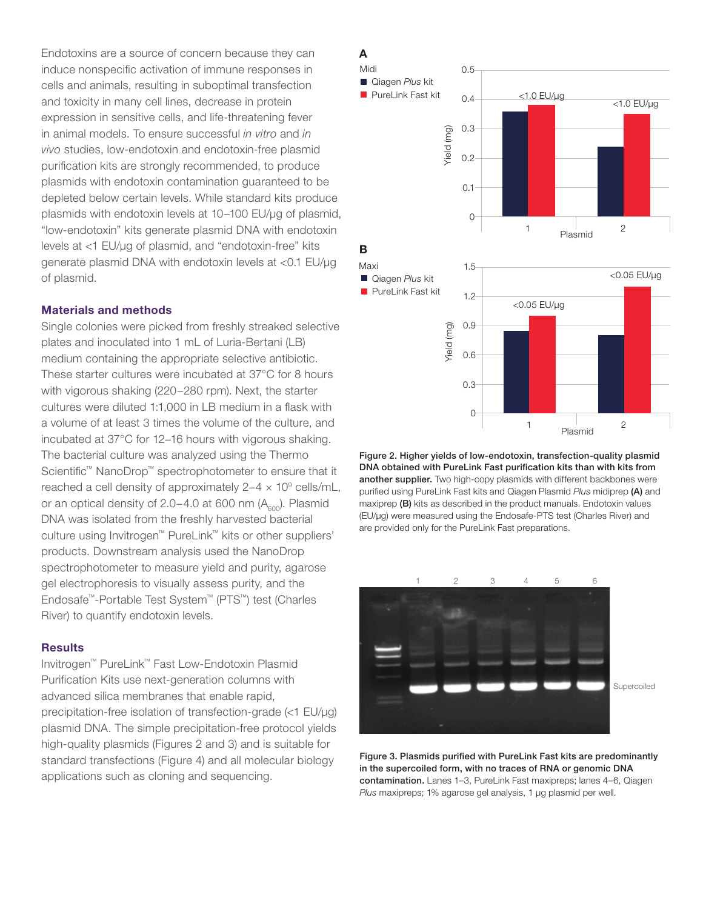Endotoxins are a source of concern because they can induce nonspecific activation of immune responses in cells and animals, resulting in suboptimal transfection and toxicity in many cell lines, decrease in protein expression in sensitive cells, and life-threatening fever in animal models. To ensure successful *in vitro* and *in vivo* studies, low-endotoxin and endotoxin-free plasmid purification kits are strongly recommended, to produce plasmids with endotoxin contamination guaranteed to be depleted below certain levels. While standard kits produce plasmids with endotoxin levels at 10–100 EU/µg of plasmid, "low-endotoxin" kits generate plasmid DNA with endotoxin levels at <1 EU/µg of plasmid, and "endotoxin-free" kits generate plasmid DNA with endotoxin levels at <0.1 EU/µg of plasmid.

## Materials and methods

Single colonies were picked from freshly streaked selective plates and inoculated into 1 mL of Luria-Bertani (LB) medium containing the appropriate selective antibiotic. These starter cultures were incubated at 37°C for 8 hours with vigorous shaking (220–280 rpm). Next, the starter cultures were diluted 1:1,000 in LB medium in a flask with a volume of at least 3 times the volume of the culture, and incubated at 37°C for 12–16 hours with vigorous shaking. The bacterial culture was analyzed using the Thermo Scientific™ NanoDrop™ spectrophotometer to ensure that it reached a cell density of approximately 2–4 × $10^9$ cells/mL, or an optical density of 2.0–4.0 at 600 nm ($A_{600}$). Plasmid DNA was isolated from the freshly harvested bacterial culture using Invitrogen™ PureLink™ kits or other suppliers' products. Downstream analysis used the NanoDrop spectrophotometer to measure yield and purity, agarose gel electrophoresis to visually assess purity, and the Endosafe™-Portable Test System™ (PTS™) test (Charles River) to quantify endotoxin levels.

## Results

Invitrogen™ PureLink™ Fast Low-Endotoxin Plasmid Purification Kits use next-generation columns with advanced silica membranes that enable rapid, precipitation-free isolation of transfection-grade (<1 EU/µg) plasmid DNA. The simple precipitation-free protocol yields high-quality plasmids (Figures 2 and 3) and is suitable for standard transfections (Figure 4) and all molecular biology applications such as cloning and sequencing.

**A**

Midi — Qiagen *Plus* kit; PureLink Fast kit

| Plasmid | Qiagen *Plus* kit Yield (mg) | PureLink Fast kit Yield (mg) | Endotoxin (PureLink Fast) |
|---|---|---|---|
| 1 | ~0.36 | ~0.38 | <1.0 EU/µg |
| 2 | ~0.24 | ~0.35 | <1.0 EU/µg |

**B**

Maxi — Qiagen *Plus* kit; PureLink Fast kit

| Plasmid | Qiagen *Plus* kit Yield (mg) | PureLink Fast kit Yield (mg) | Endotoxin (PureLink Fast) |
|---|---|---|---|
| 1 | ~0.84 | ~1.0 | <0.05 EU/µg |
| 2 | ~0.8 | ~1.3 | <0.05 EU/µg |

**Figure 2. Higher yields of low-endotoxin, transfection-quality plasmid DNA obtained with PureLink Fast purification kits than with kits from another supplier.** Two high-copy plasmids with different backbones were purified using PureLink Fast kits and Qiagen Plasmid *Plus* midiprep **(A)** and maxiprep **(B)** kits as described in the product manuals. Endotoxin values (EU/µg) were measured using the Endosafe-PTS test (Charles River) and are provided only for the PureLink Fast preparations.

Lanes: 1 2 3 4 5 6 — Supercoiled

**Figure 3. Plasmids purified with PureLink Fast kits are predominantly in the supercoiled form, with no traces of RNA or genomic DNA contamination.** Lanes 1–3, PureLink Fast maxipreps; lanes 4–6, Qiagen *Plus* maxipreps; 1% agarose gel analysis, 1 µg plasmid per well.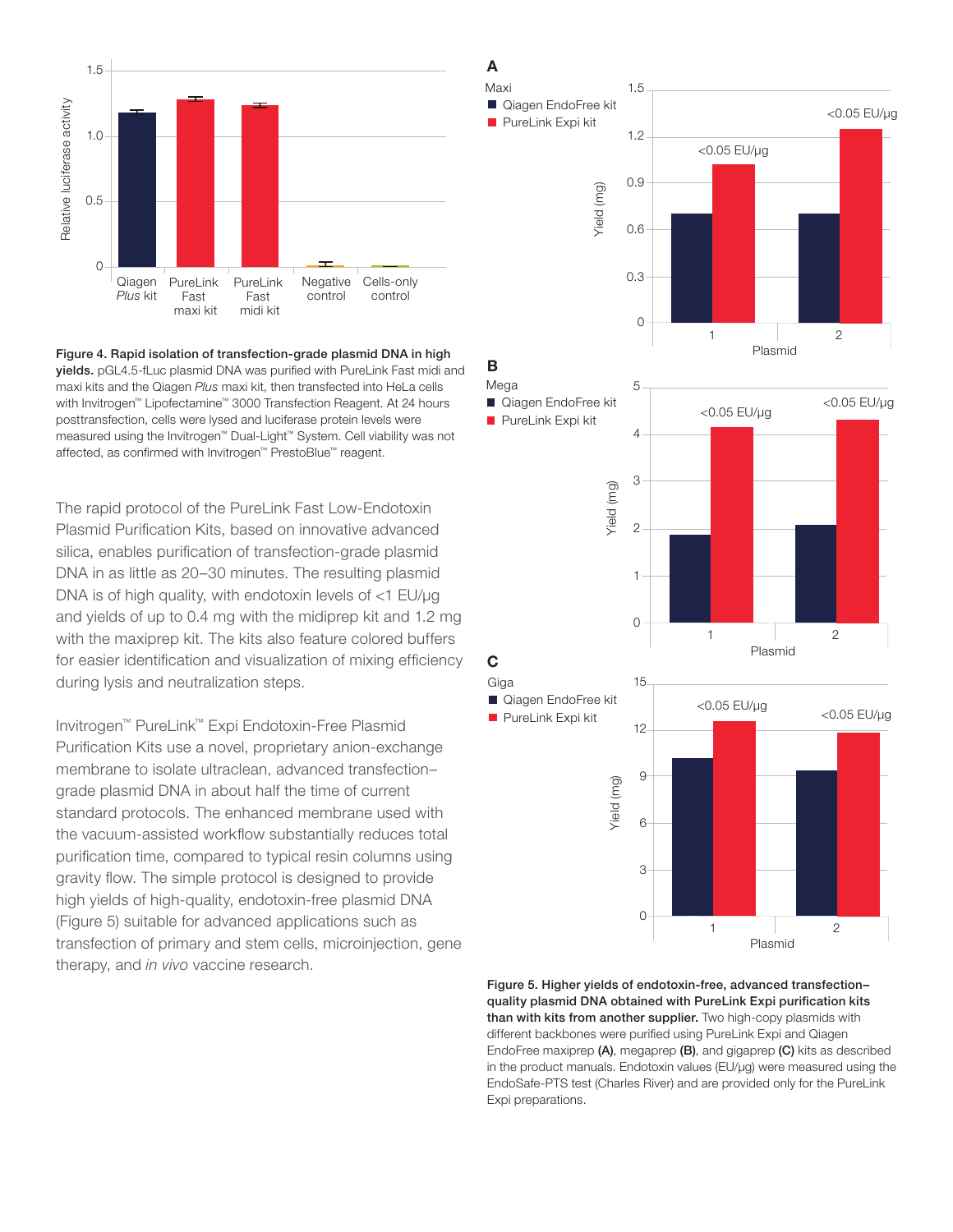**Figure 4. Rapid isolation of transfection-grade plasmid DNA in high yields.** pGL4.5-fLuc plasmid DNA was purified with PureLink Fast midi and maxi kits and the Qiagen *Plus* maxi kit, then transfected into HeLa cells with Invitrogen™ Lipofectamine™ 3000 Transfection Reagent. At 24 hours posttransfection, cells were lysed and luciferase protein levels were measured using the Invitrogen™ Dual-Light™ System. Cell viability was not affected, as confirmed with Invitrogen™ PrestoBlue™ reagent.

The rapid protocol of the PureLink Fast Low-Endotoxin Plasmid Purification Kits, based on innovative advanced silica, enables purification of transfection-grade plasmid DNA in as little as 20–30 minutes. The resulting plasmid DNA is of high quality, with endotoxin levels of <1 EU/µg and yields of up to 0.4 mg with the midiprep kit and 1.2 mg with the maxiprep kit. The kits also feature colored buffers for easier identification and visualization of mixing efficiency during lysis and neutralization steps.

Invitrogen™ PureLink™ Expi Endotoxin-Free Plasmid Purification Kits use a novel, proprietary anion-exchange membrane to isolate ultraclean, advanced transfection–grade plasmid DNA in about half the time of current standard protocols. The enhanced membrane used with the vacuum-assisted workflow substantially reduces total purification time, compared to typical resin columns using gravity flow. The simple protocol is designed to provide high yields of high-quality, endotoxin-free plasmid DNA (Figure 5) suitable for advanced applications such as transfection of primary and stem cells, microinjection, gene therapy, and *in vivo* vaccine research.

**Figure 5. Higher yields of endotoxin-free, advanced transfection–quality plasmid DNA obtained with PureLink Expi purification kits than with kits from another supplier.** Two high-copy plasmids with different backbones were purified using PureLink Expi and Qiagen EndoFree maxiprep **(A)**, megaprep **(B)**, and gigaprep **(C)** kits as described in the product manuals. Endotoxin values (EU/µg) were measured using the EndoSafe-PTS test (Charles River) and are provided only for the PureLink Expi preparations.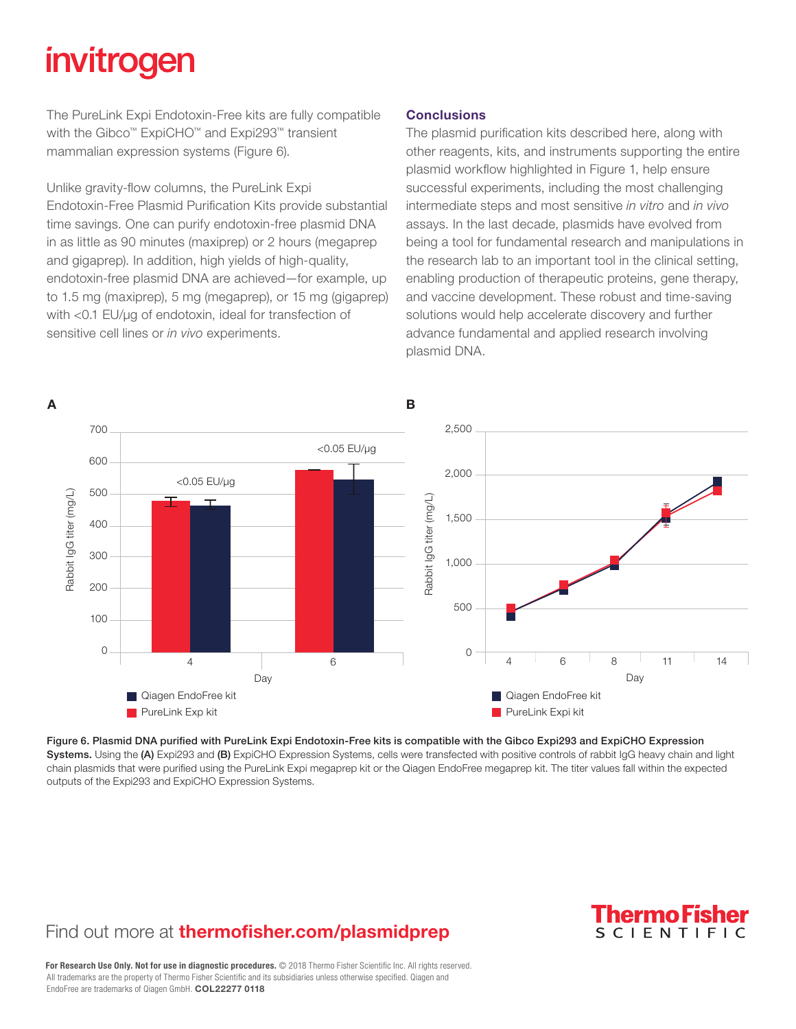# invitrogen

The PureLink Expi Endotoxin-Free kits are fully compatible with the Gibco™ ExpiCHO™ and Expi293™ transient mammalian expression systems (Figure 6).

Unlike gravity-flow columns, the PureLink Expi Endotoxin-Free Plasmid Purification Kits provide substantial time savings. One can purify endotoxin-free plasmid DNA in as little as 90 minutes (maxiprep) or 2 hours (megaprep and gigaprep). In addition, high yields of high-quality, endotoxin-free plasmid DNA are achieved—for example, up to 1.5 mg (maxiprep), 5 mg (megaprep), or 15 mg (gigaprep) with <0.1 EU/µg of endotoxin, ideal for transfection of sensitive cell lines or *in vivo* experiments.

## Conclusions

The plasmid purification kits described here, along with other reagents, kits, and instruments supporting the entire plasmid workflow highlighted in Figure 1, help ensure successful experiments, including the most challenging intermediate steps and most sensitive *in vitro* and *in vivo* assays. In the last decade, plasmids have evolved from being a tool for fundamental research and manipulations in the research lab to an important tool in the clinical setting, enabling production of therapeutic proteins, gene therapy, and vaccine development. These robust and time-saving solutions would help accelerate discovery and further advance fundamental and applied research involving plasmid DNA.

A

Rabbit IgG titer (mg/L)
700
600
500
400
300
200
100
0
<0.05 EU/µg
<0.05 EU/µg
4
6
Day
Qiagen EndoFree kit
PureLink Exp kit

B

Rabbit IgG titer (mg/L)
2,500
2,000
1,500
1,000
500
0
4
6
8
11
14
Day
Qiagen EndoFree kit
PureLink Expi kit

**Figure 6. Plasmid DNA purified with PureLink Expi Endotoxin-Free kits is compatible with the Gibco Expi293 and ExpiCHO Expression Systems.** Using the **(A)** Expi293 and **(B)** ExpiCHO Expression Systems, cells were transfected with positive controls of rabbit IgG heavy chain and light chain plasmids that were purified using the PureLink Expi megaprep kit or the Qiagen EndoFree megaprep kit. The titer values fall within the expected outputs of the Expi293 and ExpiCHO Expression Systems.

Find out more at **thermofisher.com/plasmidprep**

ThermoFisher SCIENTIFIC

**For Research Use Only. Not for use in diagnostic procedures.** © 2018 Thermo Fisher Scientific Inc. All rights reserved. All trademarks are the property of Thermo Fisher Scientific and its subsidiaries unless otherwise specified. Qiagen and EndoFree are trademarks of Qiagen GmbH. **COL22277 0118**